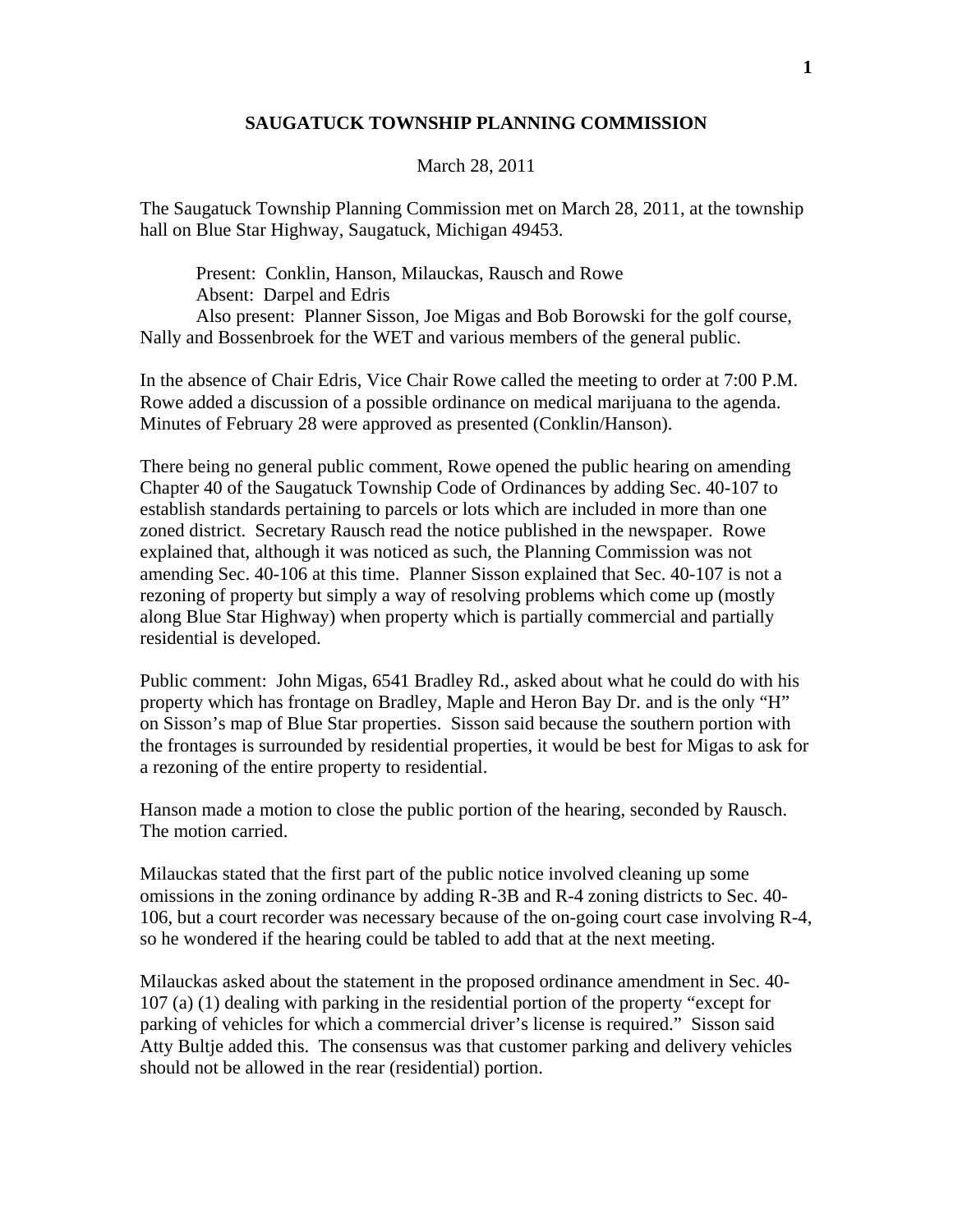# SAUGATUCK TOWNSHIP PLANNING COMMISSION

March 28, 2011

The Saugatuck Township Planning Commission met on March 28, 2011, at the township hall on Blue Star Highway, Saugatuck, Michigan 49453.

Present: Conklin, Hanson, Milauckas, Rausch and Rowe
Absent: Darpel and Edris
Also present: Planner Sisson, Joe Migas and Bob Borowski for the golf course, Nally and Bossenbroek for the WET and various members of the general public.

In the absence of Chair Edris, Vice Chair Rowe called the meeting to order at 7:00 P.M. Rowe added a discussion of a possible ordinance on medical marijuana to the agenda. Minutes of February 28 were approved as presented (Conklin/Hanson).

There being no general public comment, Rowe opened the public hearing on amending Chapter 40 of the Saugatuck Township Code of Ordinances by adding Sec. 40-107 to establish standards pertaining to parcels or lots which are included in more than one zoned district. Secretary Rausch read the notice published in the newspaper. Rowe explained that, although it was noticed as such, the Planning Commission was not amending Sec. 40-106 at this time. Planner Sisson explained that Sec. 40-107 is not a rezoning of property but simply a way of resolving problems which come up (mostly along Blue Star Highway) when property which is partially commercial and partially residential is developed.

Public comment: John Migas, 6541 Bradley Rd., asked about what he could do with his property which has frontage on Bradley, Maple and Heron Bay Dr. and is the only "H" on Sisson's map of Blue Star properties. Sisson said because the southern portion with the frontages is surrounded by residential properties, it would be best for Migas to ask for a rezoning of the entire property to residential.

Hanson made a motion to close the public portion of the hearing, seconded by Rausch. The motion carried.

Milauckas stated that the first part of the public notice involved cleaning up some omissions in the zoning ordinance by adding R-3B and R-4 zoning districts to Sec. 40-106, but a court recorder was necessary because of the on-going court case involving R-4, so he wondered if the hearing could be tabled to add that at the next meeting.

Milauckas asked about the statement in the proposed ordinance amendment in Sec. 40-107 (a) (1) dealing with parking in the residential portion of the property "except for parking of vehicles for which a commercial driver's license is required." Sisson said Atty Bultje added this. The consensus was that customer parking and delivery vehicles should not be allowed in the rear (residential) portion.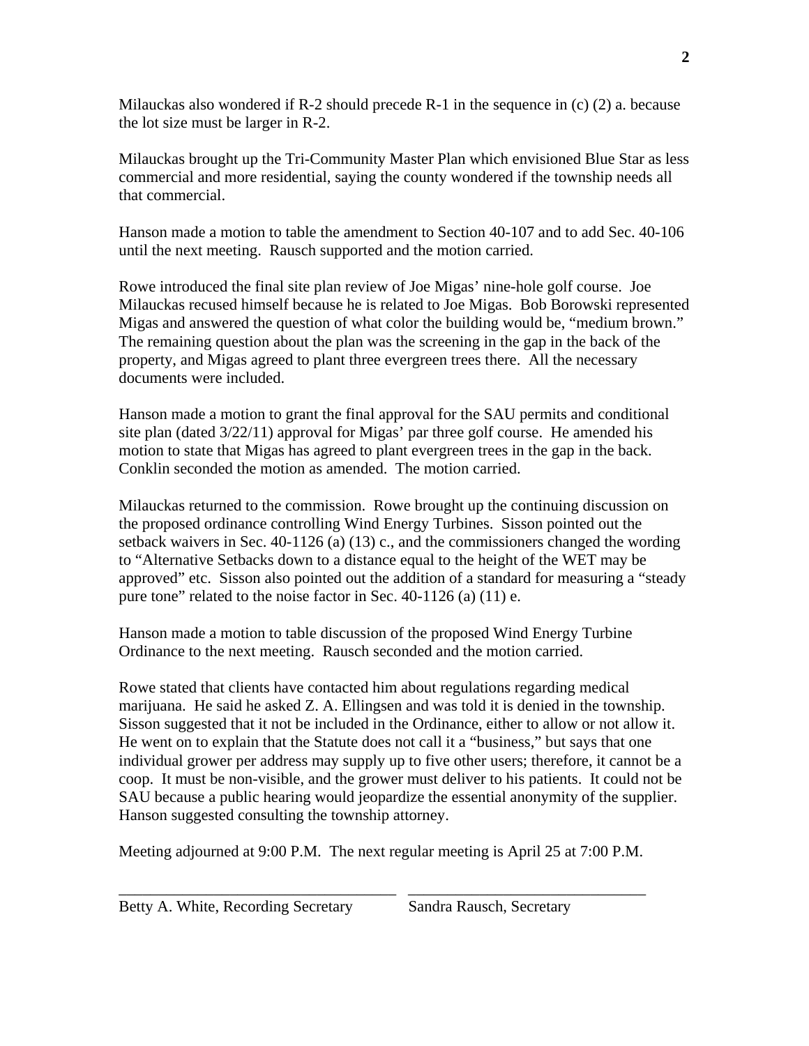Milauckas also wondered if R-2 should precede R-1 in the sequence in (c) (2) a. because the lot size must be larger in R-2.

Milauckas brought up the Tri-Community Master Plan which envisioned Blue Star as less commercial and more residential, saying the county wondered if the township needs all that commercial.

Hanson made a motion to table the amendment to Section 40-107 and to add Sec. 40-106 until the next meeting. Rausch supported and the motion carried.

Rowe introduced the final site plan review of Joe Migas' nine-hole golf course. Joe Milauckas recused himself because he is related to Joe Migas. Bob Borowski represented Migas and answered the question of what color the building would be, "medium brown." The remaining question about the plan was the screening in the gap in the back of the property, and Migas agreed to plant three evergreen trees there. All the necessary documents were included.

Hanson made a motion to grant the final approval for the SAU permits and conditional site plan (dated 3/22/11) approval for Migas' par three golf course. He amended his motion to state that Migas has agreed to plant evergreen trees in the gap in the back. Conklin seconded the motion as amended. The motion carried.

Milauckas returned to the commission. Rowe brought up the continuing discussion on the proposed ordinance controlling Wind Energy Turbines. Sisson pointed out the setback waivers in Sec. 40-1126 (a) (13) c., and the commissioners changed the wording to "Alternative Setbacks down to a distance equal to the height of the WET may be approved" etc. Sisson also pointed out the addition of a standard for measuring a "steady pure tone" related to the noise factor in Sec. 40-1126 (a) (11) e.

Hanson made a motion to table discussion of the proposed Wind Energy Turbine Ordinance to the next meeting. Rausch seconded and the motion carried.

Rowe stated that clients have contacted him about regulations regarding medical marijuana. He said he asked Z. A. Ellingsen and was told it is denied in the township. Sisson suggested that it not be included in the Ordinance, either to allow or not allow it. He went on to explain that the Statute does not call it a "business," but says that one individual grower per address may supply up to five other users; therefore, it cannot be a coop. It must be non-visible, and the grower must deliver to his patients. It could not be SAU because a public hearing would jeopardize the essential anonymity of the supplier. Hanson suggested consulting the township attorney.

Meeting adjourned at 9:00 P.M. The next regular meeting is April 25 at 7:00 P.M.

\_\_\_\_\_\_\_\_\_\_\_\_\_\_\_\_\_\_\_\_\_\_\_\_\_\_\_\_\_\_\_\_\_\_\_ \_\_\_\_\_\_\_\_\_\_\_\_\_\_\_\_\_\_\_\_\_\_\_\_\_\_\_\_\_\_

Betty A. White, Recording Secretary          Sandra Rausch, Secretary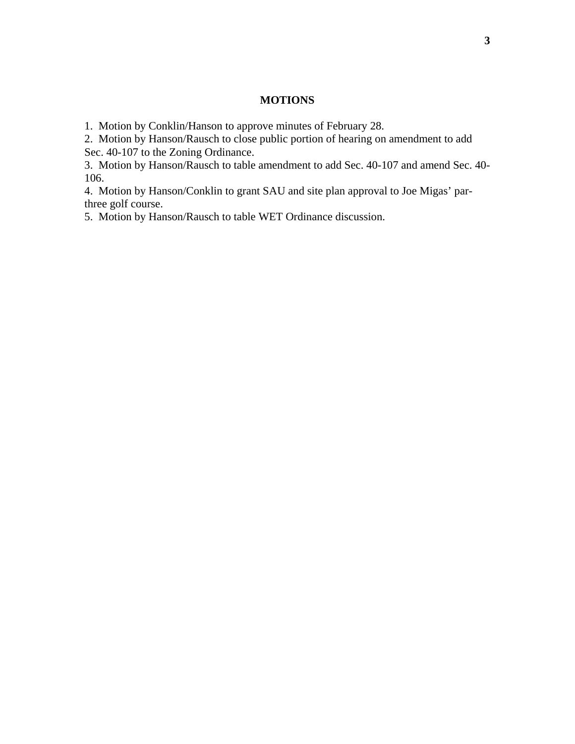## MOTIONS

1. Motion by Conklin/Hanson to approve minutes of February 28.
2. Motion by Hanson/Rausch to close public portion of hearing on amendment to add Sec. 40-107 to the Zoning Ordinance.
3. Motion by Hanson/Rausch to table amendment to add Sec. 40-107 and amend Sec. 40-106.
4. Motion by Hanson/Conklin to grant SAU and site plan approval to Joe Migas' par-three golf course.
5. Motion by Hanson/Rausch to table WET Ordinance discussion.